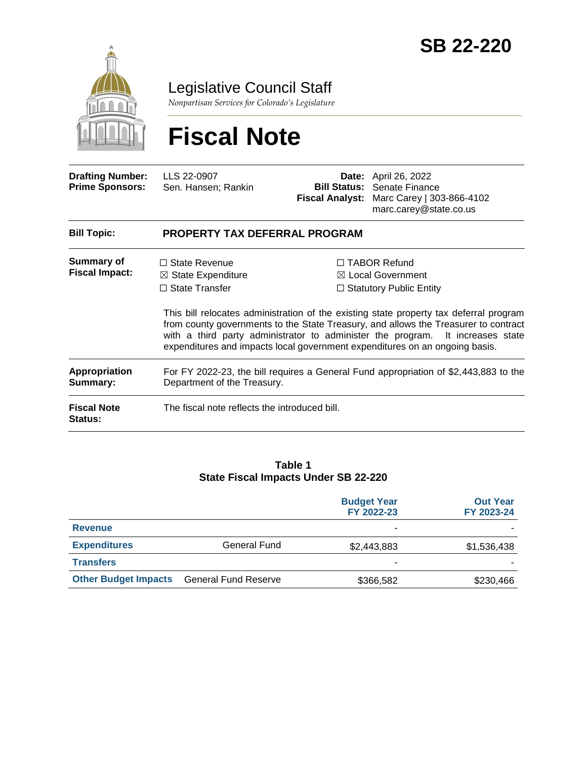# SB 22-220

## Legislative Council Staff

*Nonpartisan Services for Colorado's Legislature*

# Fiscal Note

| | | | |
|---|---|---|---|
| **Drafting Number:** | LLS 22-0907 | **Date:** | April 26, 2022 |
| **Prime Sponsors:** | Sen. Hansen; Rankin | **Bill Status:** | Senate Finance |
| | | **Fiscal Analyst:** | Marc Carey \| 303-866-4102<br>marc.carey@state.co.us |

| | |
|---|---|
| **Bill Topic:** | **PROPERTY TAX DEFERRAL PROGRAM** |
| **Summary of Fiscal Impact:** | ☐ State Revenue ☒ State Expenditure ☐ State Transfer ☐ TABOR Refund ☒ Local Government ☐ Statutory Public Entity<br><br>This bill relocates administration of the existing state property tax deferral program from county governments to the State Treasury, and allows the Treasurer to contract with a third party administrator to administer the program. It increases state expenditures and impacts local government expenditures on an ongoing basis. |
| **Appropriation Summary:** | For FY 2022-23, the bill requires a General Fund appropriation of $2,443,883 to the Department of the Treasury. |
| **Fiscal Note Status:** | The fiscal note reflects the introduced bill. |

**Table 1**
**State Fiscal Impacts Under SB 22-220**

| | | Budget Year FY 2022-23 | Out Year FY 2023-24 |
|---|---|---|---|
| **Revenue** | | - | - |
| **Expenditures** | General Fund | $2,443,883 | $1,536,438 |
| **Transfers** | | - | - |
| **Other Budget Impacts** | General Fund Reserve | $366,582 | $230,466 |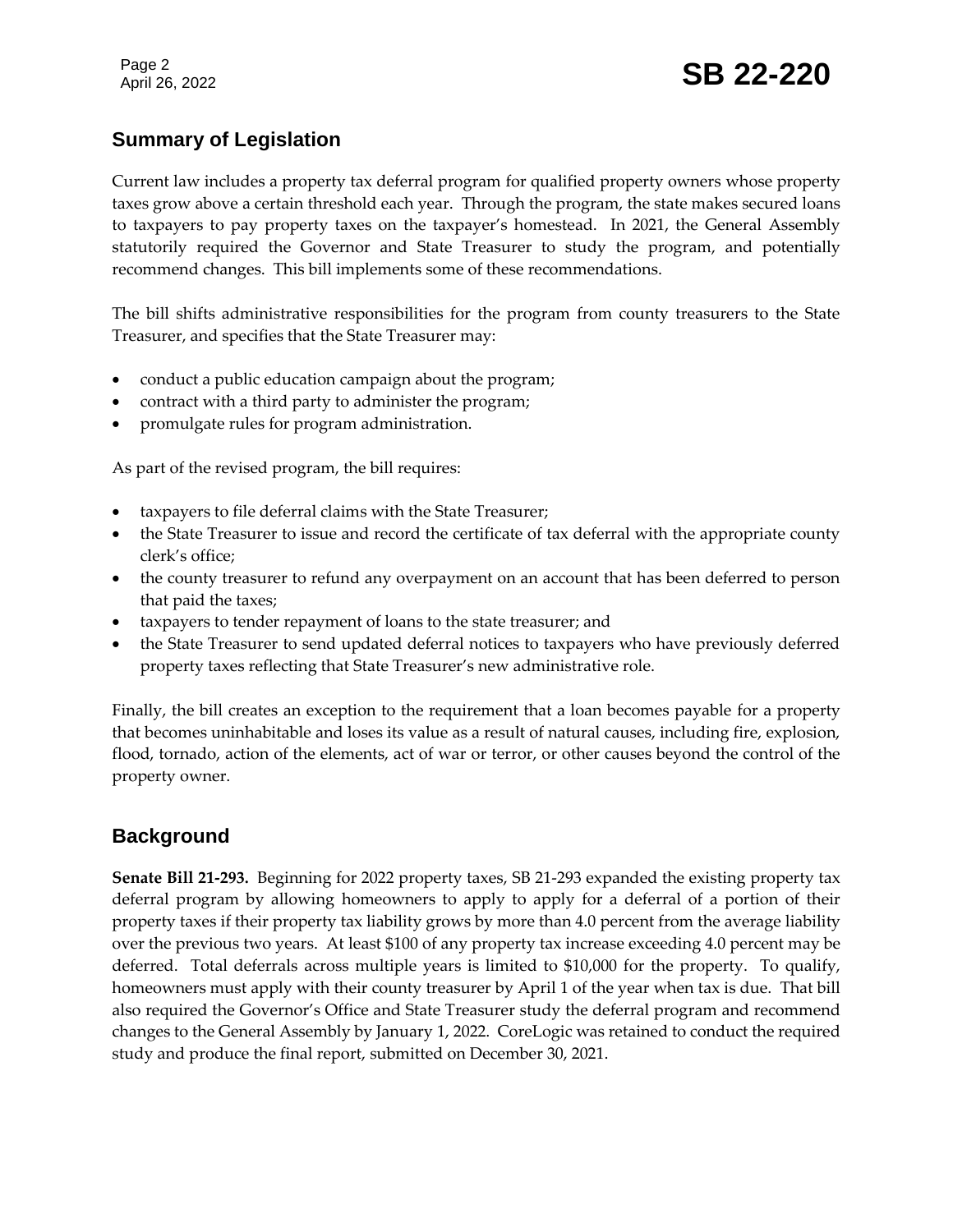## Summary of Legislation

Current law includes a property tax deferral program for qualified property owners whose property taxes grow above a certain threshold each year. Through the program, the state makes secured loans to taxpayers to pay property taxes on the taxpayer's homestead. In 2021, the General Assembly statutorily required the Governor and State Treasurer to study the program, and potentially recommend changes. This bill implements some of these recommendations.

The bill shifts administrative responsibilities for the program from county treasurers to the State Treasurer, and specifies that the State Treasurer may:

- conduct a public education campaign about the program;
- contract with a third party to administer the program;
- promulgate rules for program administration.

As part of the revised program, the bill requires:

- taxpayers to file deferral claims with the State Treasurer;
- the State Treasurer to issue and record the certificate of tax deferral with the appropriate county clerk's office;
- the county treasurer to refund any overpayment on an account that has been deferred to person that paid the taxes;
- taxpayers to tender repayment of loans to the state treasurer; and
- the State Treasurer to send updated deferral notices to taxpayers who have previously deferred property taxes reflecting that State Treasurer's new administrative role.

Finally, the bill creates an exception to the requirement that a loan becomes payable for a property that becomes uninhabitable and loses its value as a result of natural causes, including fire, explosion, flood, tornado, action of the elements, act of war or terror, or other causes beyond the control of the property owner.

## Background

**Senate Bill 21-293.** Beginning for 2022 property taxes, SB 21-293 expanded the existing property tax deferral program by allowing homeowners to apply to apply for a deferral of a portion of their property taxes if their property tax liability grows by more than 4.0 percent from the average liability over the previous two years. At least $100 of any property tax increase exceeding 4.0 percent may be deferred. Total deferrals across multiple years is limited to $10,000 for the property. To qualify, homeowners must apply with their county treasurer by April 1 of the year when tax is due. That bill also required the Governor's Office and State Treasurer study the deferral program and recommend changes to the General Assembly by January 1, 2022. CoreLogic was retained to conduct the required study and produce the final report, submitted on December 30, 2021.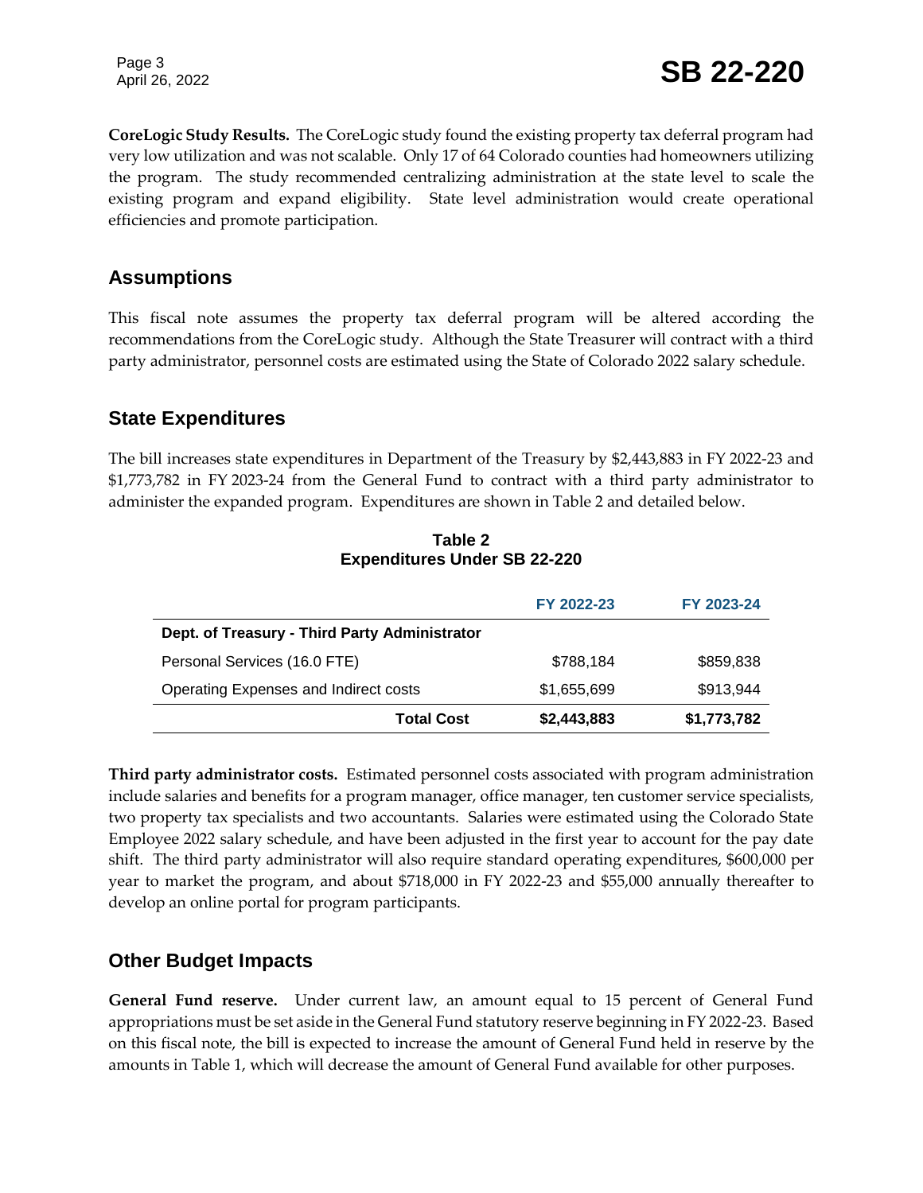**CoreLogic Study Results.** The CoreLogic study found the existing property tax deferral program had very low utilization and was not scalable. Only 17 of 64 Colorado counties had homeowners utilizing the program. The study recommended centralizing administration at the state level to scale the existing program and expand eligibility. State level administration would create operational efficiencies and promote participation.

## Assumptions

This fiscal note assumes the property tax deferral program will be altered according the recommendations from the CoreLogic study. Although the State Treasurer will contract with a third party administrator, personnel costs are estimated using the State of Colorado 2022 salary schedule.

## State Expenditures

The bill increases state expenditures in Department of the Treasury by $2,443,883 in FY 2022-23 and $1,773,782 in FY 2023-24 from the General Fund to contract with a third party administrator to administer the expanded program. Expenditures are shown in Table 2 and detailed below.

**Table 2**
**Expenditures Under SB 22-220**

| | FY 2022-23 | FY 2023-24 |
|---|---|---|
| **Dept. of Treasury - Third Party Administrator** | | |
| Personal Services (16.0 FTE) | $788,184 | $859,838 |
| Operating Expenses and Indirect costs | $1,655,699 | $913,944 |
| **Total Cost** | **$2,443,883** | **$1,773,782** |

**Third party administrator costs.** Estimated personnel costs associated with program administration include salaries and benefits for a program manager, office manager, ten customer service specialists, two property tax specialists and two accountants. Salaries were estimated using the Colorado State Employee 2022 salary schedule, and have been adjusted in the first year to account for the pay date shift. The third party administrator will also require standard operating expenditures, $600,000 per year to market the program, and about $718,000 in FY 2022-23 and $55,000 annually thereafter to develop an online portal for program participants.

## Other Budget Impacts

**General Fund reserve.** Under current law, an amount equal to 15 percent of General Fund appropriations must be set aside in the General Fund statutory reserve beginning in FY 2022-23. Based on this fiscal note, the bill is expected to increase the amount of General Fund held in reserve by the amounts in Table 1, which will decrease the amount of General Fund available for other purposes.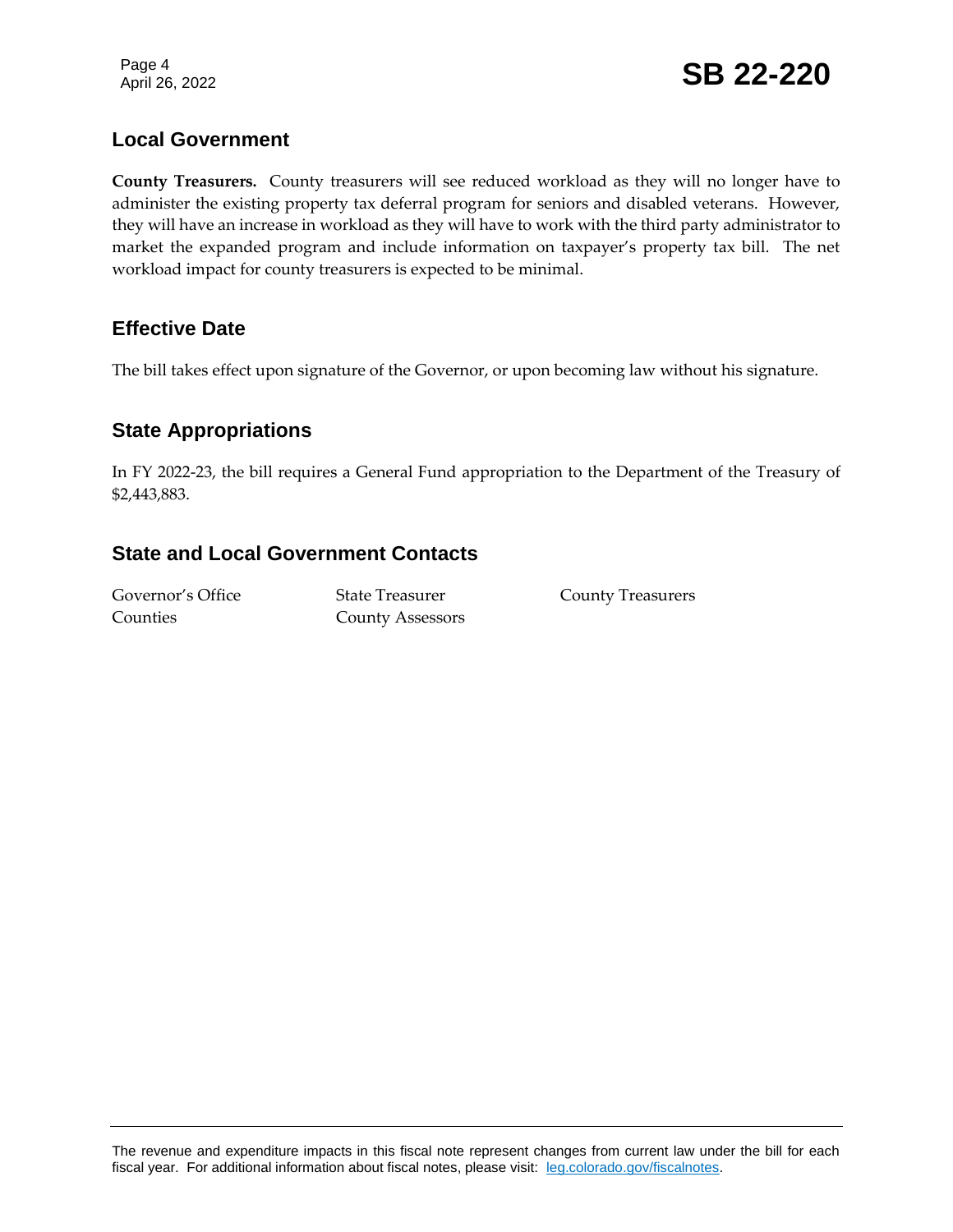## Local Government

**County Treasurers.** County treasurers will see reduced workload as they will no longer have to administer the existing property tax deferral program for seniors and disabled veterans. However, they will have an increase in workload as they will have to work with the third party administrator to market the expanded program and include information on taxpayer's property tax bill. The net workload impact for county treasurers is expected to be minimal.

## Effective Date

The bill takes effect upon signature of the Governor, or upon becoming law without his signature.

## State Appropriations

In FY 2022-23, the bill requires a General Fund appropriation to the Department of the Treasury of $2,443,883.

## State and Local Government Contacts

| | | |
|---|---|---|
| Governor's Office | State Treasurer | County Treasurers |
| Counties | County Assessors | |

The revenue and expenditure impacts in this fiscal note represent changes from current law under the bill for each fiscal year. For additional information about fiscal notes, please visit: leg.colorado.gov/fiscalnotes.